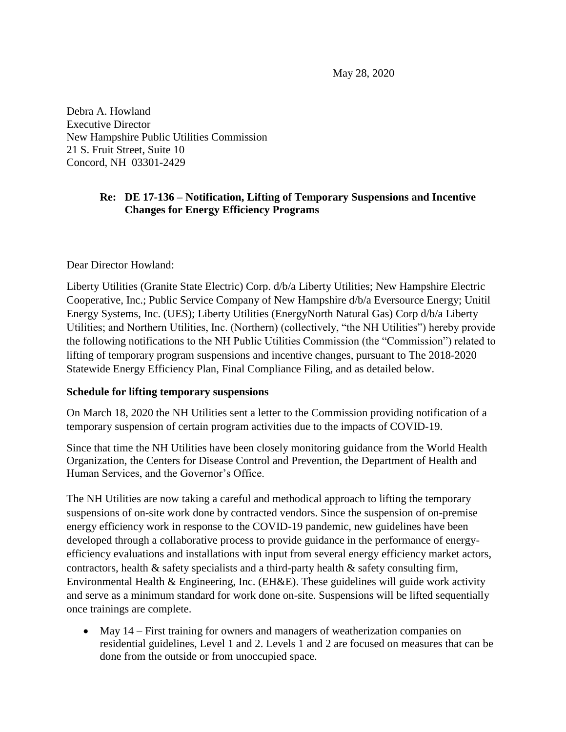May 28, 2020

Debra A. Howland
Executive Director
New Hampshire Public Utilities Commission
21 S. Fruit Street, Suite 10
Concord, NH 03301-2429

**Re: DE 17-136 – Notification, Lifting of Temporary Suspensions and Incentive Changes for Energy Efficiency Programs**

Dear Director Howland:

Liberty Utilities (Granite State Electric) Corp. d/b/a Liberty Utilities; New Hampshire Electric Cooperative, Inc.; Public Service Company of New Hampshire d/b/a Eversource Energy; Unitil Energy Systems, Inc. (UES); Liberty Utilities (EnergyNorth Natural Gas) Corp d/b/a Liberty Utilities; and Northern Utilities, Inc. (Northern) (collectively, "the NH Utilities") hereby provide the following notifications to the NH Public Utilities Commission (the "Commission") related to lifting of temporary program suspensions and incentive changes, pursuant to The 2018-2020 Statewide Energy Efficiency Plan, Final Compliance Filing, and as detailed below.

**Schedule for lifting temporary suspensions**

On March 18, 2020 the NH Utilities sent a letter to the Commission providing notification of a temporary suspension of certain program activities due to the impacts of COVID-19.

Since that time the NH Utilities have been closely monitoring guidance from the World Health Organization, the Centers for Disease Control and Prevention, the Department of Health and Human Services, and the Governor's Office.

The NH Utilities are now taking a careful and methodical approach to lifting the temporary suspensions of on-site work done by contracted vendors. Since the suspension of on-premise energy efficiency work in response to the COVID-19 pandemic, new guidelines have been developed through a collaborative process to provide guidance in the performance of energy-efficiency evaluations and installations with input from several energy efficiency market actors, contractors, health & safety specialists and a third-party health & safety consulting firm, Environmental Health & Engineering, Inc. (EH&E). These guidelines will guide work activity and serve as a minimum standard for work done on-site. Suspensions will be lifted sequentially once trainings are complete.

- May 14 – First training for owners and managers of weatherization companies on residential guidelines, Level 1 and 2. Levels 1 and 2 are focused on measures that can be done from the outside or from unoccupied space.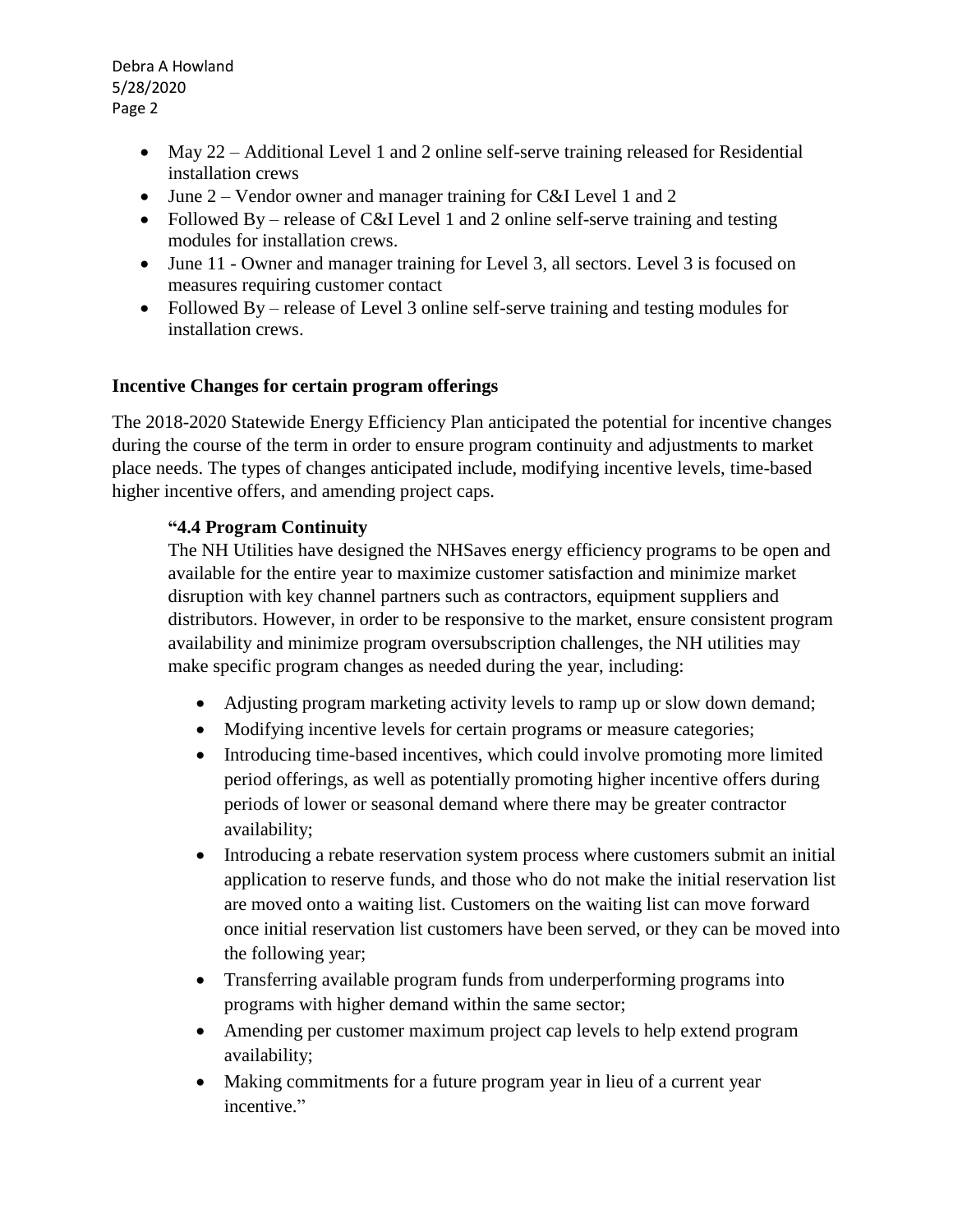- May 22 – Additional Level 1 and 2 online self-serve training released for Residential installation crews
- June 2 – Vendor owner and manager training for C&I Level 1 and 2
- Followed By – release of C&I Level 1 and 2 online self-serve training and testing modules for installation crews.
- June 11 - Owner and manager training for Level 3, all sectors. Level 3 is focused on measures requiring customer contact
- Followed By – release of Level 3 online self-serve training and testing modules for installation crews.

**Incentive Changes for certain program offerings**

The 2018-2020 Statewide Energy Efficiency Plan anticipated the potential for incentive changes during the course of the term in order to ensure program continuity and adjustments to market place needs. The types of changes anticipated include, modifying incentive levels, time-based higher incentive offers, and amending project caps.

> **"4.4 Program Continuity**
>
> The NH Utilities have designed the NHSaves energy efficiency programs to be open and available for the entire year to maximize customer satisfaction and minimize market disruption with key channel partners such as contractors, equipment suppliers and distributors. However, in order to be responsive to the market, ensure consistent program availability and minimize program oversubscription challenges, the NH utilities may make specific program changes as needed during the year, including:
>
> - Adjusting program marketing activity levels to ramp up or slow down demand;
> - Modifying incentive levels for certain programs or measure categories;
> - Introducing time-based incentives, which could involve promoting more limited period offerings, as well as potentially promoting higher incentive offers during periods of lower or seasonal demand where there may be greater contractor availability;
> - Introducing a rebate reservation system process where customers submit an initial application to reserve funds, and those who do not make the initial reservation list are moved onto a waiting list. Customers on the waiting list can move forward once initial reservation list customers have been served, or they can be moved into the following year;
> - Transferring available program funds from underperforming programs into programs with higher demand within the same sector;
> - Amending per customer maximum project cap levels to help extend program availability;
> - Making commitments for a future program year in lieu of a current year incentive."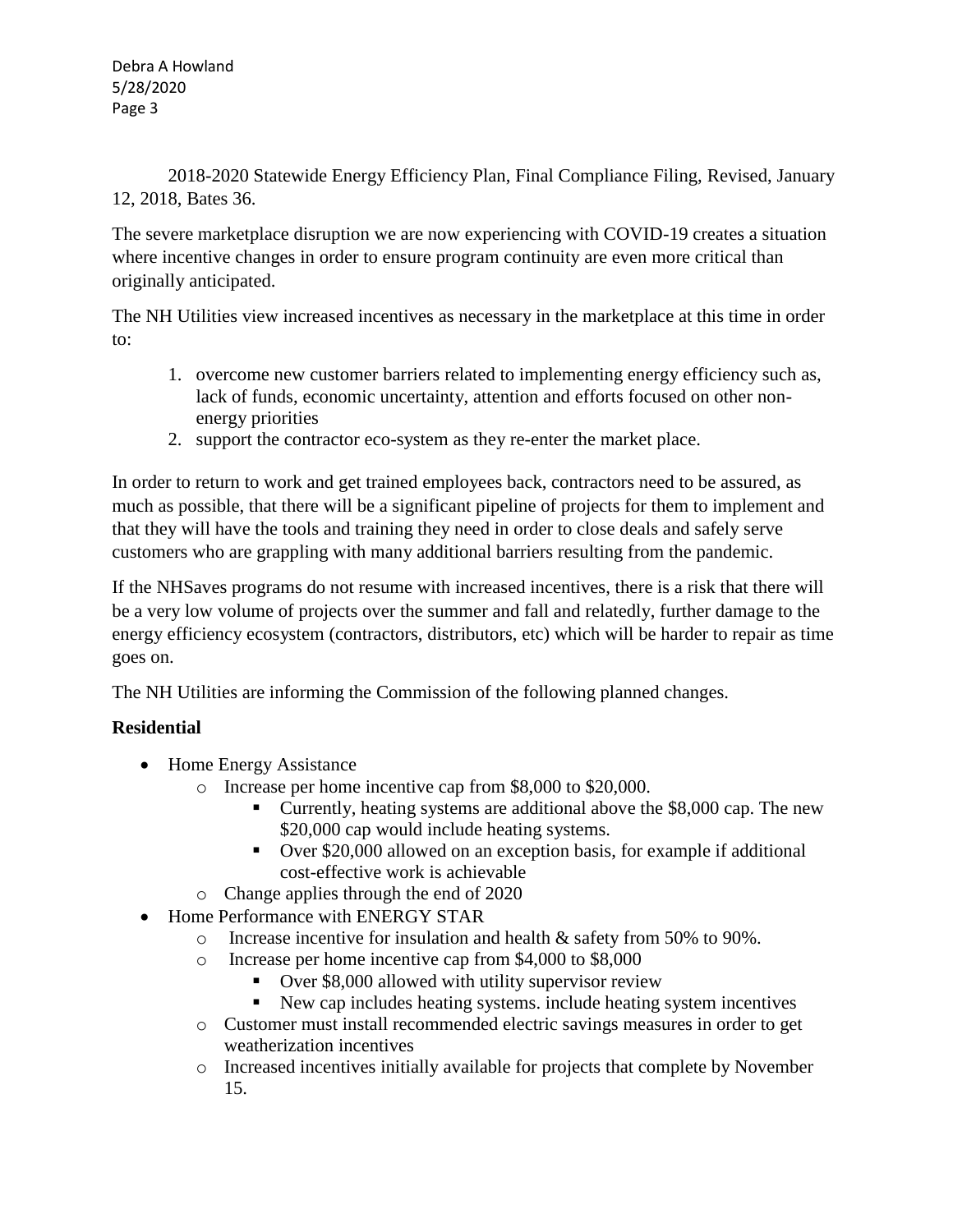2018-2020 Statewide Energy Efficiency Plan, Final Compliance Filing, Revised, January 12, 2018, Bates 36.

The severe marketplace disruption we are now experiencing with COVID-19 creates a situation where incentive changes in order to ensure program continuity are even more critical than originally anticipated.

The NH Utilities view increased incentives as necessary in the marketplace at this time in order to:

1. overcome new customer barriers related to implementing energy efficiency such as, lack of funds, economic uncertainty, attention and efforts focused on other non-energy priorities
2. support the contractor eco-system as they re-enter the market place.

In order to return to work and get trained employees back, contractors need to be assured, as much as possible, that there will be a significant pipeline of projects for them to implement and that they will have the tools and training they need in order to close deals and safely serve customers who are grappling with many additional barriers resulting from the pandemic.

If the NHSaves programs do not resume with increased incentives, there is a risk that there will be a very low volume of projects over the summer and fall and relatedly, further damage to the energy efficiency ecosystem (contractors, distributors, etc) which will be harder to repair as time goes on.

The NH Utilities are informing the Commission of the following planned changes.

**Residential**

- Home Energy Assistance
  - Increase per home incentive cap from $8,000 to $20,000.
    - Currently, heating systems are additional above the $8,000 cap. The new $20,000 cap would include heating systems.
    - Over $20,000 allowed on an exception basis, for example if additional cost-effective work is achievable
  - Change applies through the end of 2020
- Home Performance with ENERGY STAR
  - Increase incentive for insulation and health & safety from 50% to 90%.
  - Increase per home incentive cap from $4,000 to $8,000
    - Over $8,000 allowed with utility supervisor review
    - New cap includes heating systems. include heating system incentives
  - Customer must install recommended electric savings measures in order to get weatherization incentives
  - Increased incentives initially available for projects that complete by November 15.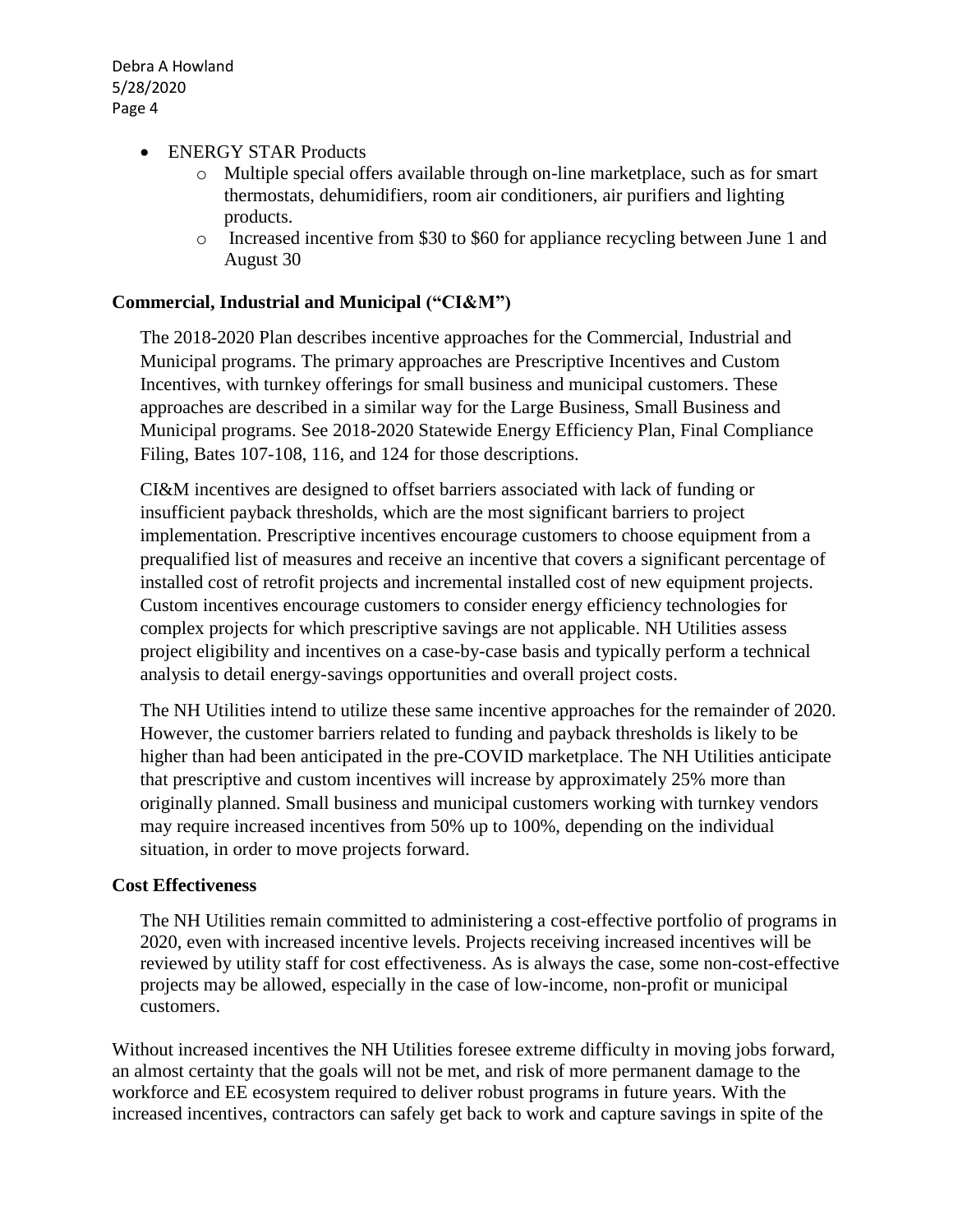- ENERGY STAR Products
  - Multiple special offers available through on-line marketplace, such as for smart thermostats, dehumidifiers, room air conditioners, air purifiers and lighting products.
  - Increased incentive from $30 to $60 for appliance recycling between June 1 and August 30

**Commercial, Industrial and Municipal ("CI&M")**

The 2018-2020 Plan describes incentive approaches for the Commercial, Industrial and Municipal programs. The primary approaches are Prescriptive Incentives and Custom Incentives, with turnkey offerings for small business and municipal customers. These approaches are described in a similar way for the Large Business, Small Business and Municipal programs. See 2018-2020 Statewide Energy Efficiency Plan, Final Compliance Filing, Bates 107-108, 116, and 124 for those descriptions.

CI&M incentives are designed to offset barriers associated with lack of funding or insufficient payback thresholds, which are the most significant barriers to project implementation. Prescriptive incentives encourage customers to choose equipment from a prequalified list of measures and receive an incentive that covers a significant percentage of installed cost of retrofit projects and incremental installed cost of new equipment projects. Custom incentives encourage customers to consider energy efficiency technologies for complex projects for which prescriptive savings are not applicable. NH Utilities assess project eligibility and incentives on a case-by-case basis and typically perform a technical analysis to detail energy-savings opportunities and overall project costs.

The NH Utilities intend to utilize these same incentive approaches for the remainder of 2020. However, the customer barriers related to funding and payback thresholds is likely to be higher than had been anticipated in the pre-COVID marketplace. The NH Utilities anticipate that prescriptive and custom incentives will increase by approximately 25% more than originally planned. Small business and municipal customers working with turnkey vendors may require increased incentives from 50% up to 100%, depending on the individual situation, in order to move projects forward.

**Cost Effectiveness**

The NH Utilities remain committed to administering a cost-effective portfolio of programs in 2020, even with increased incentive levels. Projects receiving increased incentives will be reviewed by utility staff for cost effectiveness. As is always the case, some non-cost-effective projects may be allowed, especially in the case of low-income, non-profit or municipal customers.

Without increased incentives the NH Utilities foresee extreme difficulty in moving jobs forward, an almost certainty that the goals will not be met, and risk of more permanent damage to the workforce and EE ecosystem required to deliver robust programs in future years. With the increased incentives, contractors can safely get back to work and capture savings in spite of the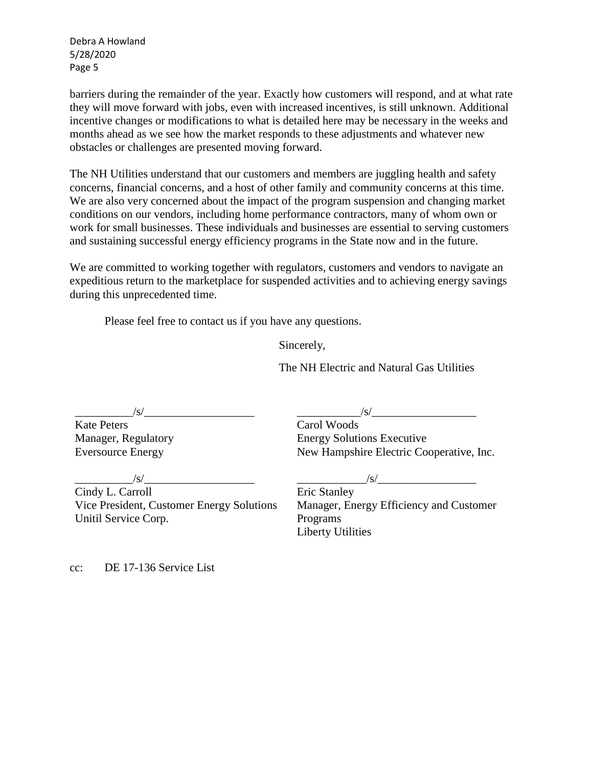barriers during the remainder of the year. Exactly how customers will respond, and at what rate they will move forward with jobs, even with increased incentives, is still unknown. Additional incentive changes or modifications to what is detailed here may be necessary in the weeks and months ahead as we see how the market responds to these adjustments and whatever new obstacles or challenges are presented moving forward.

The NH Utilities understand that our customers and members are juggling health and safety concerns, financial concerns, and a host of other family and community concerns at this time. We are also very concerned about the impact of the program suspension and changing market conditions on our vendors, including home performance contractors, many of whom own or work for small businesses. These individuals and businesses are essential to serving customers and sustaining successful energy efficiency programs in the State now and in the future.

We are committed to working together with regulators, customers and vendors to navigate an expeditious return to the marketplace for suspended activities and to achieving energy savings during this unprecedented time.

Please feel free to contact us if you have any questions.

Sincerely,

The NH Electric and Natural Gas Utilities

__________/s/___________________
Kate Peters
Manager, Regulatory
Eversource Energy

___________/s/__________________
Carol Woods
Energy Solutions Executive
New Hampshire Electric Cooperative, Inc.

__________/s/___________________
Cindy L. Carroll
Vice President, Customer Energy Solutions
Unitil Service Corp.

____________/s/_________________
Eric Stanley
Manager, Energy Efficiency and Customer Programs
Liberty Utilities

cc: DE 17-136 Service List